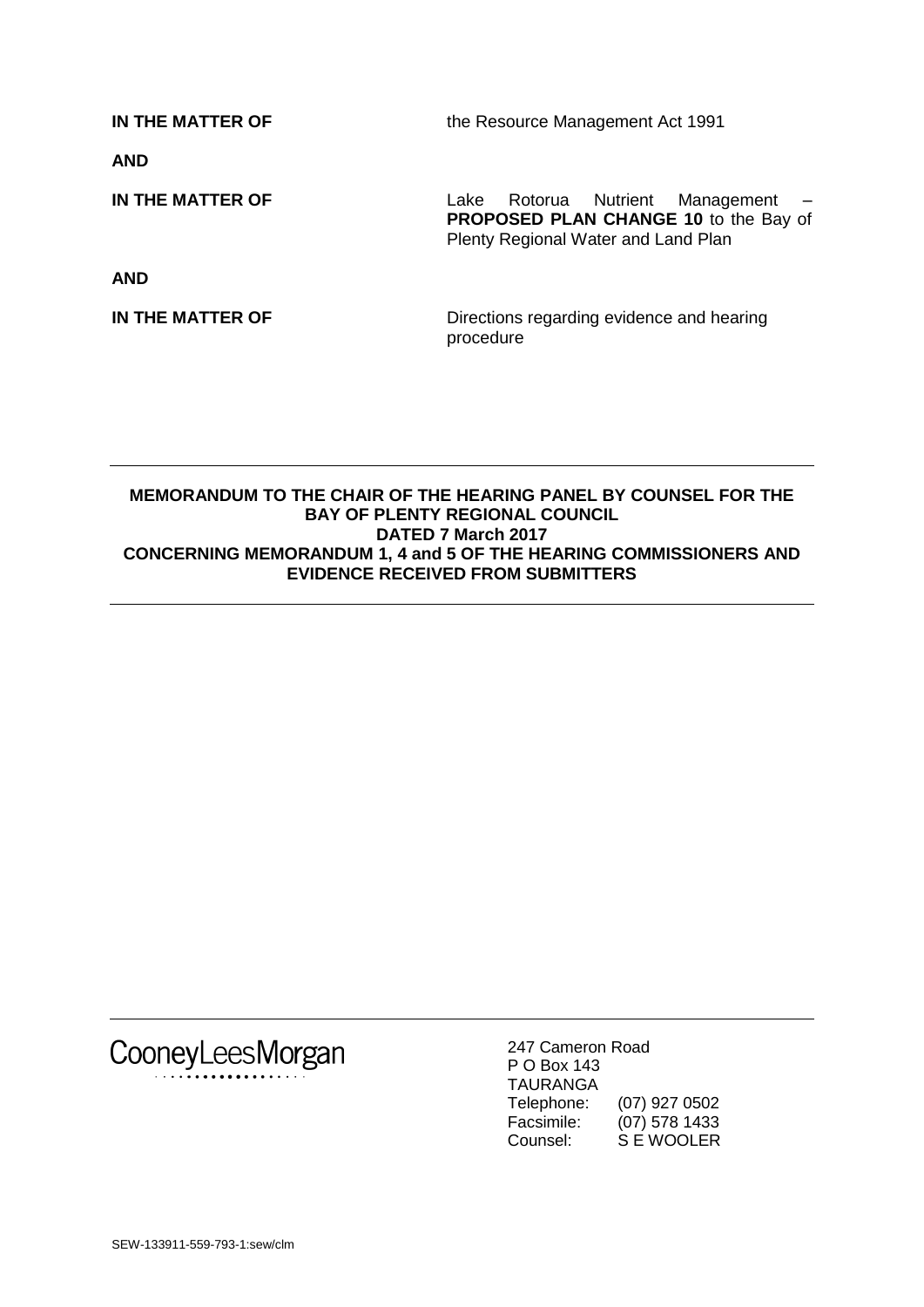| | |
|---|---|
| **IN THE MATTER OF** | the Resource Management Act 1991 |
| **AND** | |
| **IN THE MATTER OF** | Lake Rotorua Nutrient Management – **PROPOSED PLAN CHANGE 10** to the Bay of Plenty Regional Water and Land Plan |
| **AND** | |
| **IN THE MATTER OF** | Directions regarding evidence and hearing procedure |

---

**MEMORANDUM TO THE CHAIR OF THE HEARING PANEL BY COUNSEL FOR THE BAY OF PLENTY REGIONAL COUNCIL**
**DATED 7 March 2017**
**CONCERNING MEMORANDUM 1, 4 and 5 OF THE HEARING COMMISSIONERS AND EVIDENCE RECEIVED FROM SUBMITTERS**

---

CooneyLeesMorgan

247 Cameron Road
P O Box 143
TAURANGA
Telephone: (07) 927 0502
Facsimile: (07) 578 1433
Counsel: S E WOOLER

SEW-133911-559-793-1:sew/clm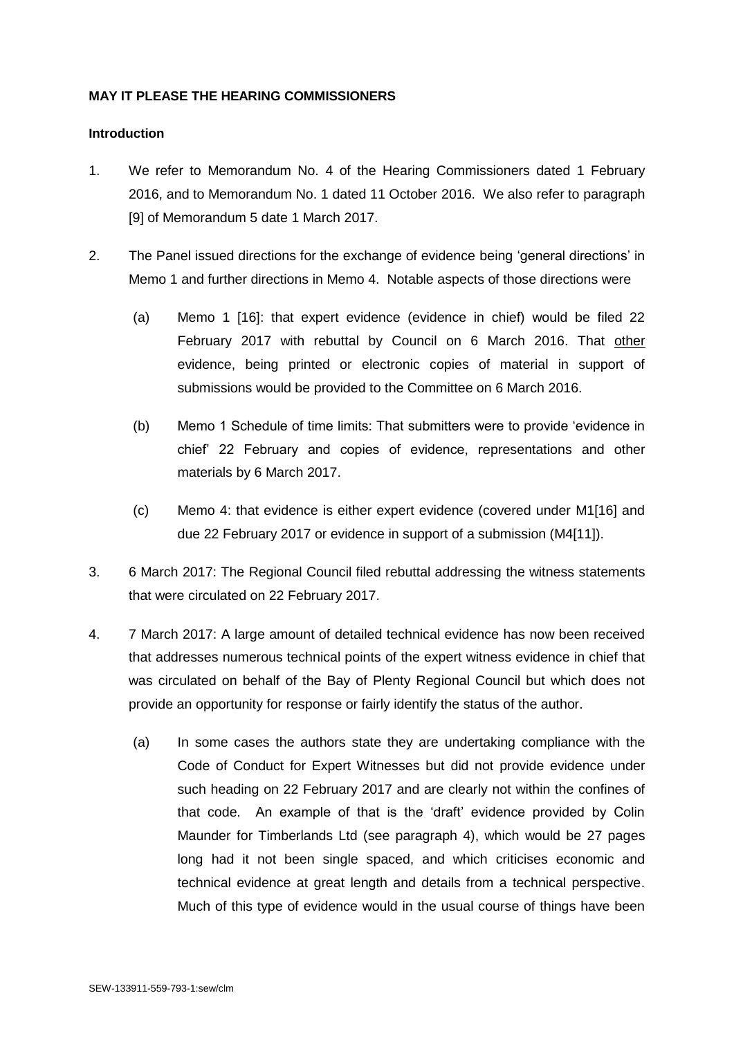**MAY IT PLEASE THE HEARING COMMISSIONERS**

**Introduction**

1. We refer to Memorandum No. 4 of the Hearing Commissioners dated 1 February 2016, and to Memorandum No. 1 dated 11 October 2016. We also refer to paragraph [9] of Memorandum 5 date 1 March 2017.

2. The Panel issued directions for the exchange of evidence being 'general directions' in Memo 1 and further directions in Memo 4. Notable aspects of those directions were

   (a) Memo 1 [16]: that expert evidence (evidence in chief) would be filed 22 February 2017 with rebuttal by Council on 6 March 2016. That other evidence, being printed or electronic copies of material in support of submissions would be provided to the Committee on 6 March 2016.

   (b) Memo 1 Schedule of time limits: That submitters were to provide 'evidence in chief' 22 February and copies of evidence, representations and other materials by 6 March 2017.

   (c) Memo 4: that evidence is either expert evidence (covered under M1[16] and due 22 February 2017 or evidence in support of a submission (M4[11]).

3. 6 March 2017: The Regional Council filed rebuttal addressing the witness statements that were circulated on 22 February 2017.

4. 7 March 2017: A large amount of detailed technical evidence has now been received that addresses numerous technical points of the expert witness evidence in chief that was circulated on behalf of the Bay of Plenty Regional Council but which does not provide an opportunity for response or fairly identify the status of the author.

   (a) In some cases the authors state they are undertaking compliance with the Code of Conduct for Expert Witnesses but did not provide evidence under such heading on 22 February 2017 and are clearly not within the confines of that code. An example of that is the 'draft' evidence provided by Colin Maunder for Timberlands Ltd (see paragraph 4), which would be 27 pages long had it not been single spaced, and which criticises economic and technical evidence at great length and details from a technical perspective. Much of this type of evidence would in the usual course of things have been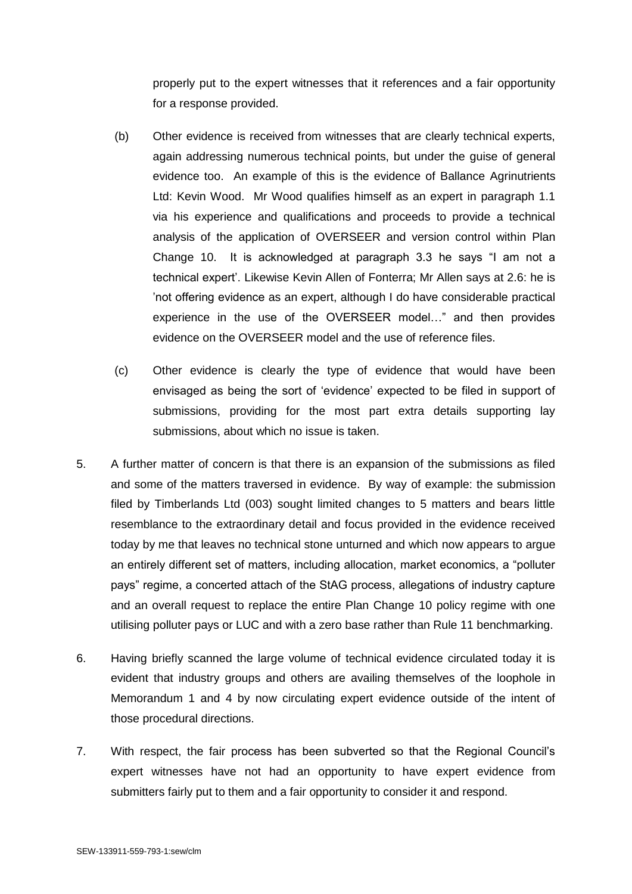properly put to the expert witnesses that it references and a fair opportunity for a response provided.

(b) Other evidence is received from witnesses that are clearly technical experts, again addressing numerous technical points, but under the guise of general evidence too. An example of this is the evidence of Ballance Agrinutrients Ltd: Kevin Wood. Mr Wood qualifies himself as an expert in paragraph 1.1 via his experience and qualifications and proceeds to provide a technical analysis of the application of OVERSEER and version control within Plan Change 10. It is acknowledged at paragraph 3.3 he says "I am not a technical expert'. Likewise Kevin Allen of Fonterra; Mr Allen says at 2.6: he is 'not offering evidence as an expert, although I do have considerable practical experience in the use of the OVERSEER model…" and then provides evidence on the OVERSEER model and the use of reference files.

(c) Other evidence is clearly the type of evidence that would have been envisaged as being the sort of 'evidence' expected to be filed in support of submissions, providing for the most part extra details supporting lay submissions, about which no issue is taken.

5. A further matter of concern is that there is an expansion of the submissions as filed and some of the matters traversed in evidence. By way of example: the submission filed by Timberlands Ltd (003) sought limited changes to 5 matters and bears little resemblance to the extraordinary detail and focus provided in the evidence received today by me that leaves no technical stone unturned and which now appears to argue an entirely different set of matters, including allocation, market economics, a "polluter pays" regime, a concerted attach of the StAG process, allegations of industry capture and an overall request to replace the entire Plan Change 10 policy regime with one utilising polluter pays or LUC and with a zero base rather than Rule 11 benchmarking.

6. Having briefly scanned the large volume of technical evidence circulated today it is evident that industry groups and others are availing themselves of the loophole in Memorandum 1 and 4 by now circulating expert evidence outside of the intent of those procedural directions.

7. With respect, the fair process has been subverted so that the Regional Council's expert witnesses have not had an opportunity to have expert evidence from submitters fairly put to them and a fair opportunity to consider it and respond.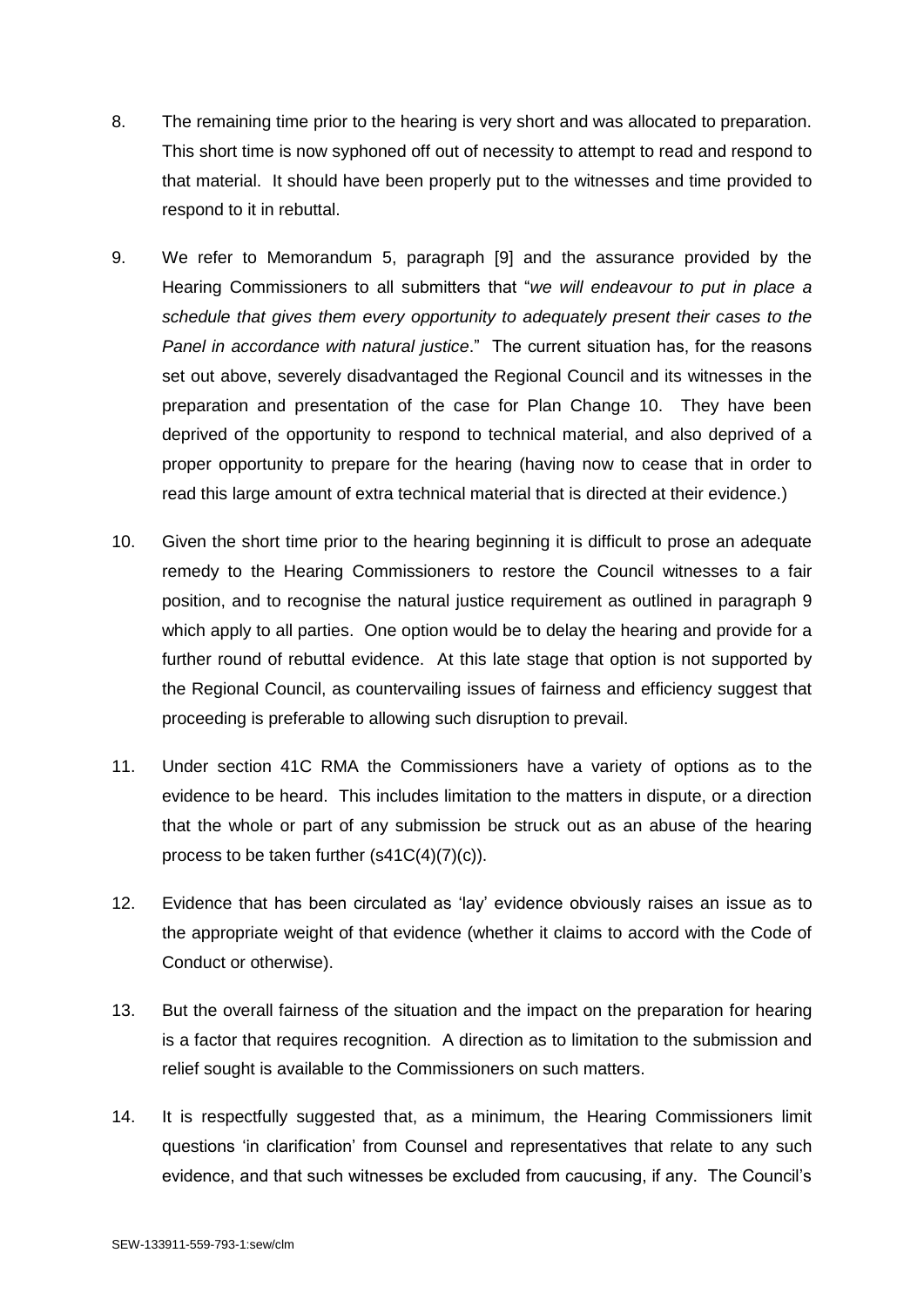8. The remaining time prior to the hearing is very short and was allocated to preparation. This short time is now syphoned off out of necessity to attempt to read and respond to that material. It should have been properly put to the witnesses and time provided to respond to it in rebuttal.

9. We refer to Memorandum 5, paragraph [9] and the assurance provided by the Hearing Commissioners to all submitters that "*we will endeavour to put in place a schedule that gives them every opportunity to adequately present their cases to the Panel in accordance with natural justice*." The current situation has, for the reasons set out above, severely disadvantaged the Regional Council and its witnesses in the preparation and presentation of the case for Plan Change 10. They have been deprived of the opportunity to respond to technical material, and also deprived of a proper opportunity to prepare for the hearing (having now to cease that in order to read this large amount of extra technical material that is directed at their evidence.)

10. Given the short time prior to the hearing beginning it is difficult to prose an adequate remedy to the Hearing Commissioners to restore the Council witnesses to a fair position, and to recognise the natural justice requirement as outlined in paragraph 9 which apply to all parties. One option would be to delay the hearing and provide for a further round of rebuttal evidence. At this late stage that option is not supported by the Regional Council, as countervailing issues of fairness and efficiency suggest that proceeding is preferable to allowing such disruption to prevail.

11. Under section 41C RMA the Commissioners have a variety of options as to the evidence to be heard. This includes limitation to the matters in dispute, or a direction that the whole or part of any submission be struck out as an abuse of the hearing process to be taken further (s41C(4)(7)(c)).

12. Evidence that has been circulated as 'lay' evidence obviously raises an issue as to the appropriate weight of that evidence (whether it claims to accord with the Code of Conduct or otherwise).

13. But the overall fairness of the situation and the impact on the preparation for hearing is a factor that requires recognition. A direction as to limitation to the submission and relief sought is available to the Commissioners on such matters.

14. It is respectfully suggested that, as a minimum, the Hearing Commissioners limit questions 'in clarification' from Counsel and representatives that relate to any such evidence, and that such witnesses be excluded from caucusing, if any. The Council's

SEW-133911-559-793-1:sew/clm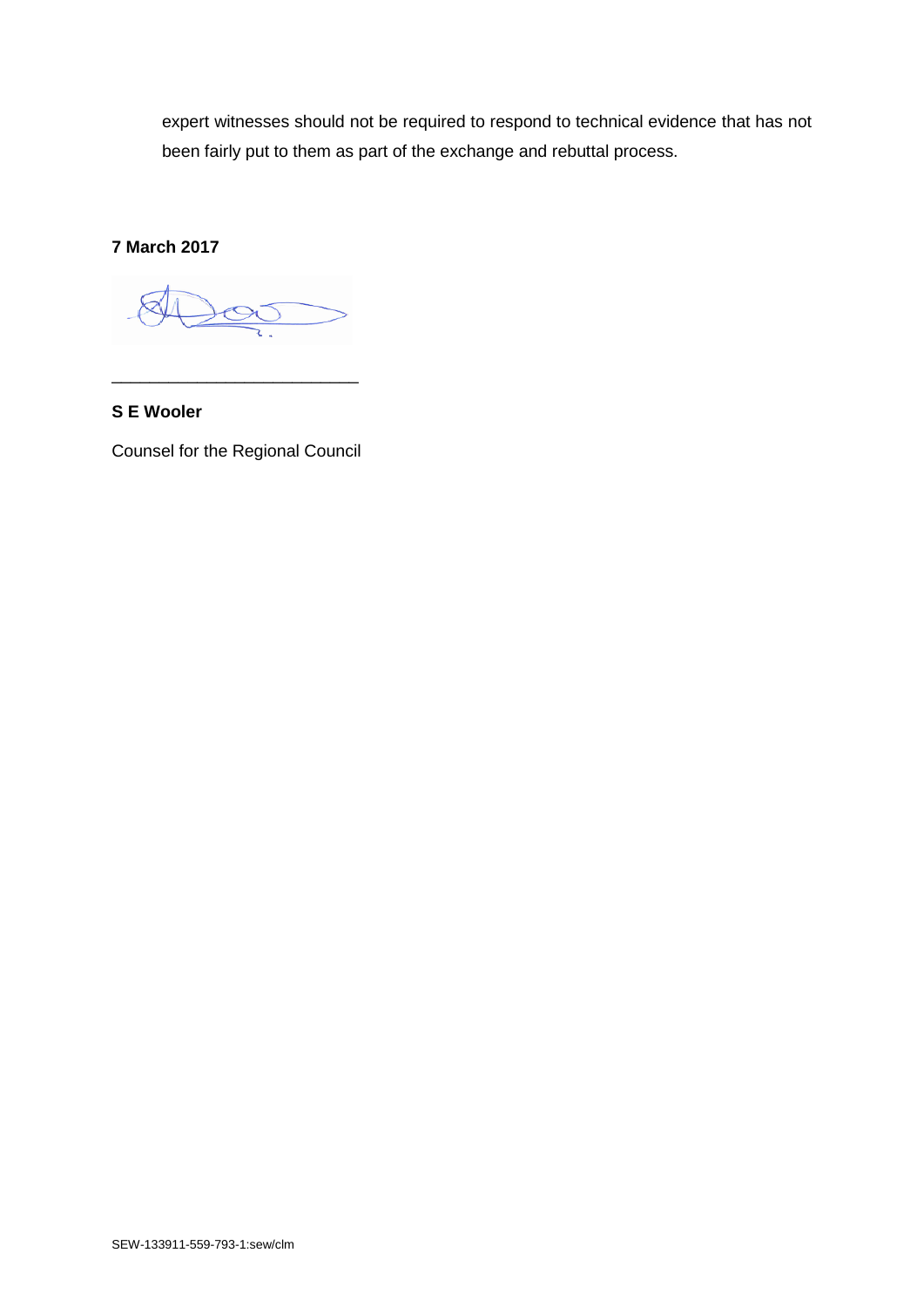expert witnesses should not be required to respond to technical evidence that has not been fairly put to them as part of the exchange and rebuttal process.

**7 March 2017**

\_\_\_\_\_\_\_\_\_\_\_\_\_\_\_\_\_\_\_\_\_\_\_\_\_\_\_\_\_\_

**S E Wooler**

Counsel for the Regional Council

SEW-133911-559-793-1:sew/clm